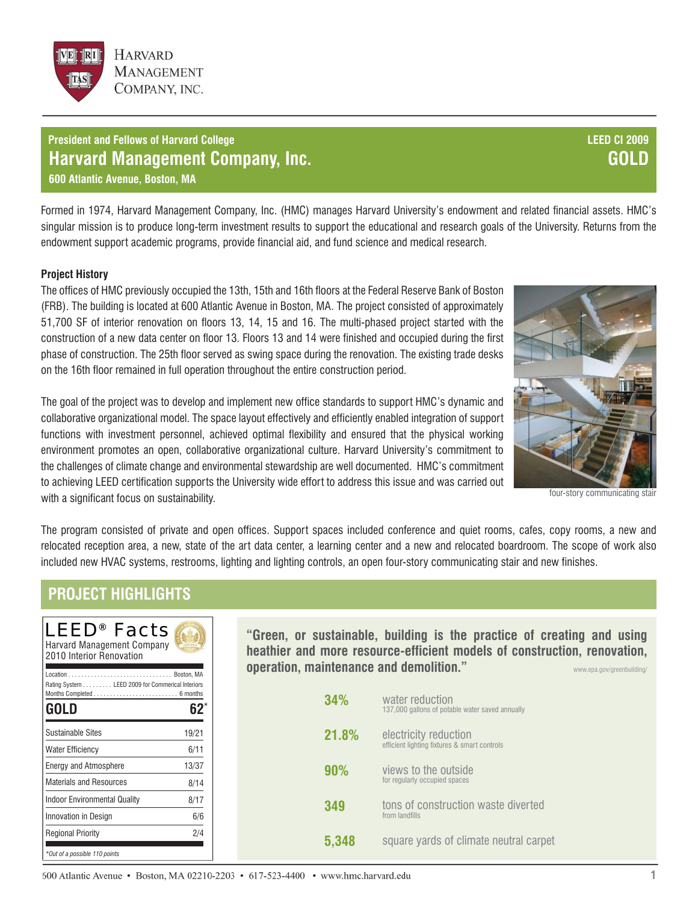Harvard Management Company, Inc.

**President and Fellows of Harvard College**

# Harvard Management Company, Inc.

**600 Atlantic Avenue, Boston, MA**

**LEED CI 2009**
**GOLD**

Formed in 1974, Harvard Management Company, Inc. (HMC) manages Harvard University's endowment and related financial assets. HMC's singular mission is to produce long-term investment results to support the educational and research goals of the University. Returns from the endowment support academic programs, provide financial aid, and fund science and medical research.

### Project History

The offices of HMC previously occupied the 13th, 15th and 16th floors at the Federal Reserve Bank of Boston (FRB). The building is located at 600 Atlantic Avenue in Boston, MA. The project consisted of approximately 51,700 SF of interior renovation on floors 13, 14, 15 and 16. The multi-phased project started with the construction of a new data center on floor 13. Floors 13 and 14 were finished and occupied during the first phase of construction. The 25th floor served as swing space during the renovation. The existing trade desks on the 16th floor remained in full operation throughout the entire construction period.

The goal of the project was to develop and implement new office standards to support HMC's dynamic and collaborative organizational model. The space layout effectively and efficiently enabled integration of support functions with investment personnel, achieved optimal flexibility and ensured that the physical working environment promotes an open, collaborative organizational culture. Harvard University's commitment to the challenges of climate change and environmental stewardship are well documented. HMC's commitment to achieving LEED certification supports the University wide effort to address this issue and was carried out with a significant focus on sustainability.

four-story communicating stair

The program consisted of private and open offices. Support spaces included conference and quiet rooms, cafes, copy rooms, a new and relocated reception area, a new, state of the art data center, a learning center and a new and relocated boardroom. The scope of work also included new HVAC systems, restrooms, lighting and lighting controls, an open four-story communicating stair and new finishes.

## PROJECT HIGHLIGHTS

**LEED® Facts**
Harvard Management Company
2010 Interior Renovation

Location: Boston, MA
Rating System: LEED 2009 for Commerical Interiors
Months Completed: 6 months

| **GOLD** | **62*** |
|---|---|
| Sustainable Sites | 19/21 |
| Water Efficiency | 6/11 |
| Energy and Atmosphere | 13/37 |
| Materials and Resources | 8/14 |
| Indoor Environmental Quality | 8/17 |
| Innovation in Design | 6/6 |
| Regional Priority | 2/4 |

*\*Out of a possible 110 points*

**"Green, or sustainable, building is the practice of creating and using heathier and more resource-efficient models of construction, renovation, operation, maintenance and demolition."**

www.epa.gov/greenbuilding/

**34%** water reduction
137,000 gallons of potable water saved annually

**21.8%** electricity reduction
efficient lighting fixtures & smart controls

**90%** views to the outside
for regularly occupied spaces

**349** tons of construction waste diverted
from landfills

**5,348** square yards of climate neutral carpet

600 Atlantic Avenue • Boston, MA 02210-2203 • 617-523-4400 • www.hmc.harvard.edu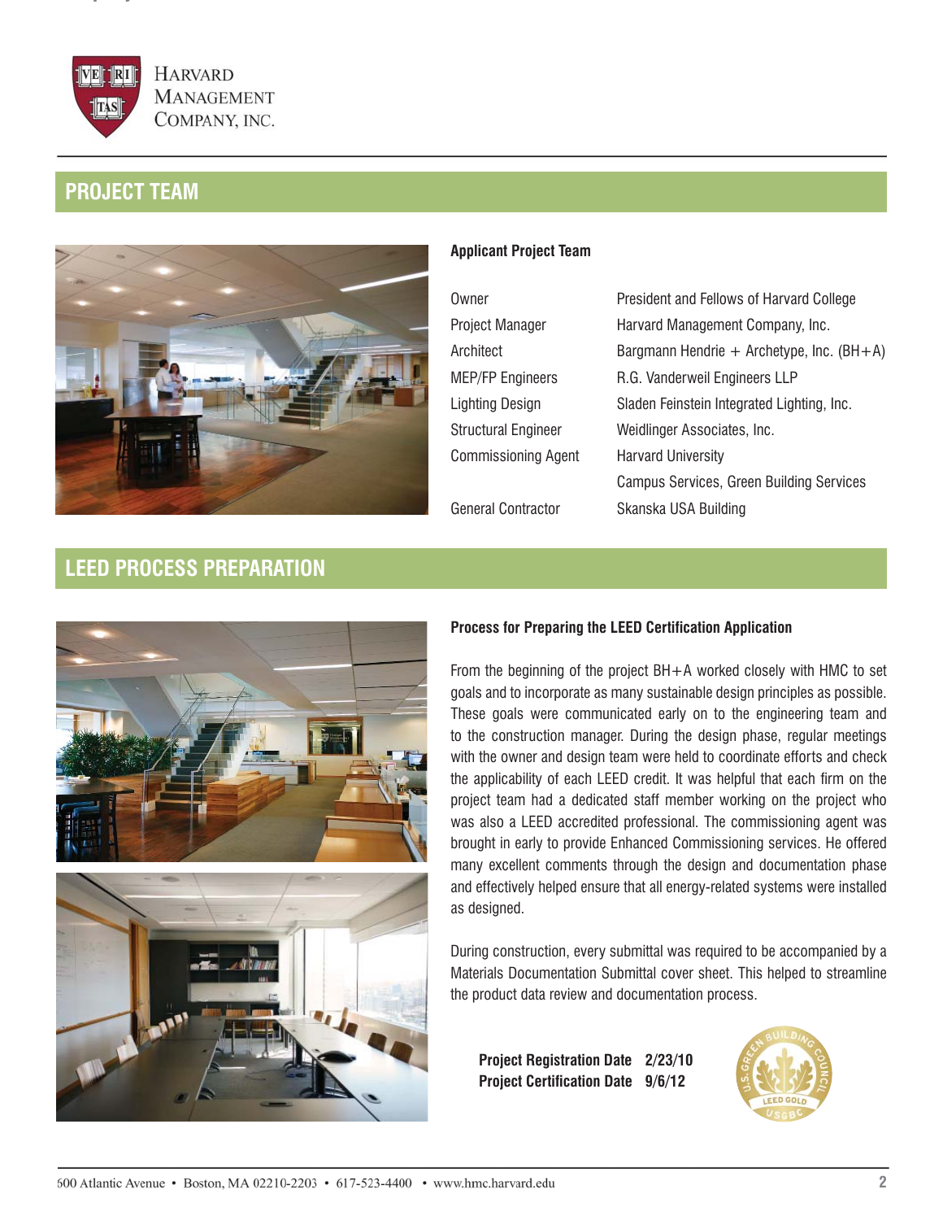## PROJECT TEAM

**Applicant Project Team**

| | |
|---|---|
| Owner | President and Fellows of Harvard College |
| Project Manager | Harvard Management Company, Inc. |
| Architect | Bargmann Hendrie + Archetype, Inc. (BH+A) |
| MEP/FP Engineers | R.G. Vanderweil Engineers LLP |
| Lighting Design | Sladen Feinstein Integrated Lighting, Inc. |
| Structural Engineer | Weidlinger Associates, Inc. |
| Commissioning Agent | Harvard University Campus Services, Green Building Services |
| General Contractor | Skanska USA Building |

## LEED PROCESS PREPARATION

**Process for Preparing the LEED Certification Application**

From the beginning of the project BH+A worked closely with HMC to set goals and to incorporate as many sustainable design principles as possible. These goals were communicated early on to the engineering team and to the construction manager. During the design phase, regular meetings with the owner and design team were held to coordinate efforts and check the applicability of each LEED credit. It was helpful that each firm on the project team had a dedicated staff member working on the project who was also a LEED accredited professional. The commissioning agent was brought in early to provide Enhanced Commissioning services. He offered many excellent comments through the design and documentation phase and effectively helped ensure that all energy-related systems were installed as designed.

During construction, every submittal was required to be accompanied by a Materials Documentation Submittal cover sheet. This helped to streamline the product data review and documentation process.

**Project Registration Date** **2/23/10**
**Project Certification Date** **9/6/12**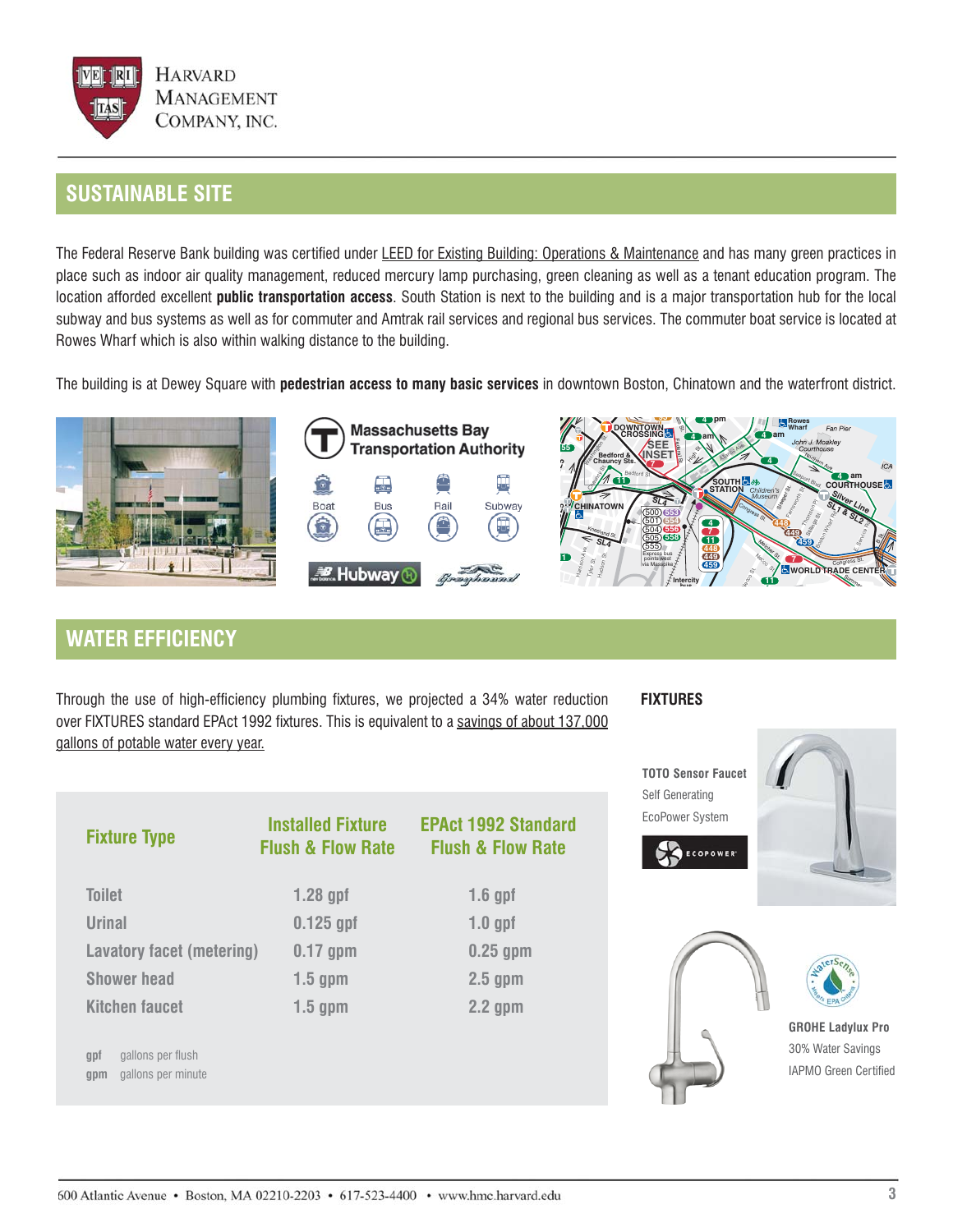## SUSTAINABLE SITE

The Federal Reserve Bank building was certified under LEED for Existing Building: Operations & Maintenance and has many green practices in place such as indoor air quality management, reduced mercury lamp purchasing, green cleaning as well as a tenant education program. The location afforded excellent **public transportation access**. South Station is next to the building and is a major transportation hub for the local subway and bus systems as well as for commuter and Amtrak rail services and regional bus services. The commuter boat service is located at Rowes Wharf which is also within walking distance to the building.

The building is at Dewey Square with **pedestrian access to many basic services** in downtown Boston, Chinatown and the waterfront district.

## WATER EFFICIENCY

Through the use of high-efficiency plumbing fixtures, we projected a 34% water reduction over FIXTURES standard EPAct 1992 fixtures. This is equivalent to a savings of about 137,000 gallons of potable water every year.

| Fixture Type | Installed Fixture Flush & Flow Rate | EPAct 1992 Standard Flush & Flow Rate |
|---|---|---|
| Toilet | 1.28 gpf | 1.6 gpf |
| Urinal | 0.125 gpf | 1.0 gpf |
| Lavatory facet (metering) | 0.17 gpm | 0.25 gpm |
| Shower head | 1.5 gpm | 2.5 gpm |
| Kitchen faucet | 1.5 gpm | 2.2 gpm |

**gpf** gallons per flush
**gpm** gallons per minute

### FIXTURES

**TOTO Sensor Faucet**
Self Generating
EcoPower System

**GROHE Ladylux Pro**
30% Water Savings
IAPMO Green Certified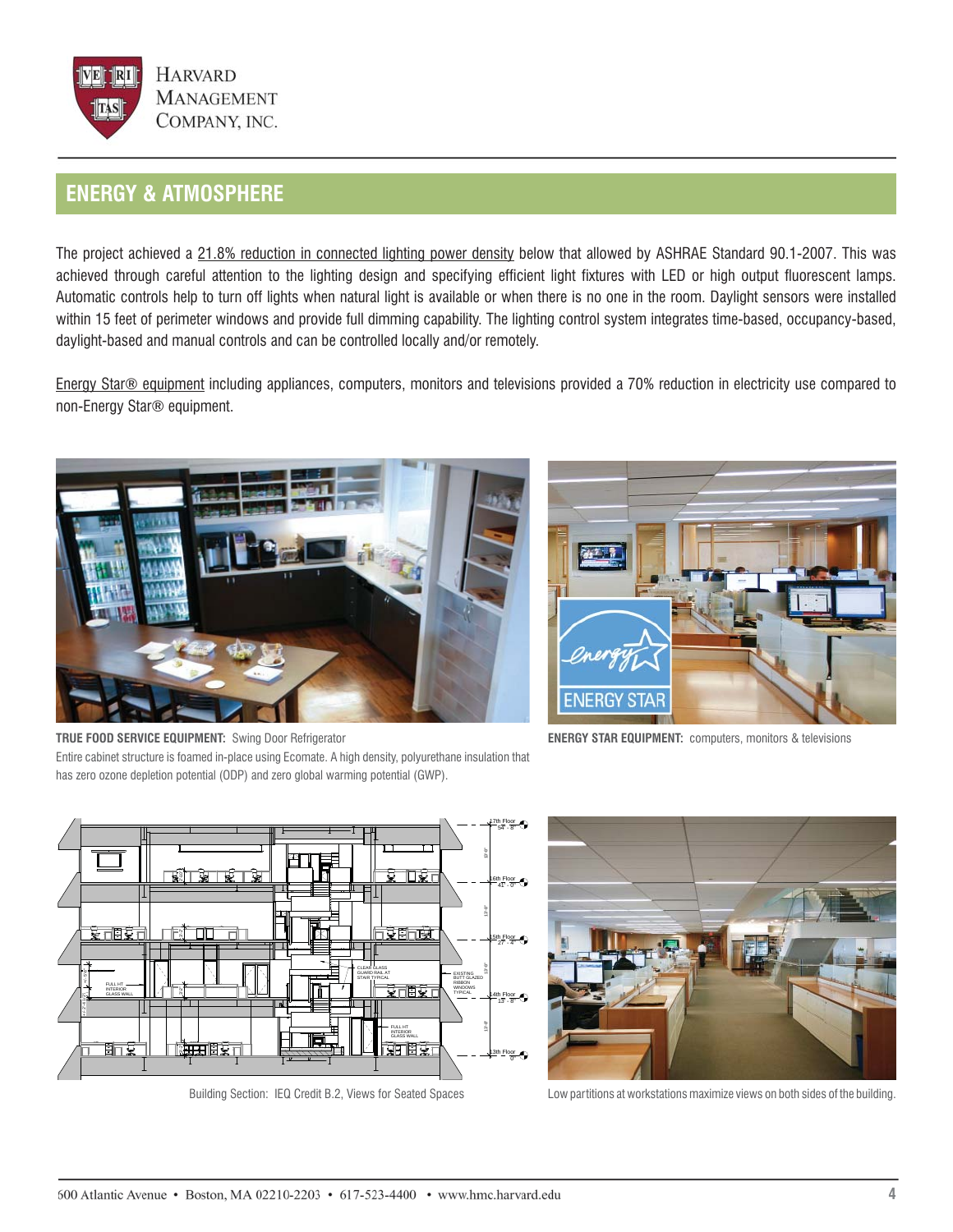## ENERGY & ATMOSPHERE

The project achieved a 21.8% reduction in connected lighting power density below that allowed by ASHRAE Standard 90.1-2007. This was achieved through careful attention to the lighting design and specifying efficient light fixtures with LED or high output fluorescent lamps. Automatic controls help to turn off lights when natural light is available or when there is no one in the room. Daylight sensors were installed within 15 feet of perimeter windows and provide full dimming capability. The lighting control system integrates time-based, occupancy-based, daylight-based and manual controls and can be controlled locally and/or remotely.

Energy Star® equipment including appliances, computers, monitors and televisions provided a 70% reduction in electricity use compared to non-Energy Star® equipment.

**TRUE FOOD SERVICE EQUIPMENT:** Swing Door Refrigerator
Entire cabinet structure is foamed in-place using Ecomate. A high density, polyurethane insulation that has zero ozone depletion potential (ODP) and zero global warming potential (GWP).

**ENERGY STAR EQUIPMENT:** computers, monitors & televisions

Building Section: IEQ Credit B.2, Views for Seated Spaces

Low partitions at workstations maximize views on both sides of the building.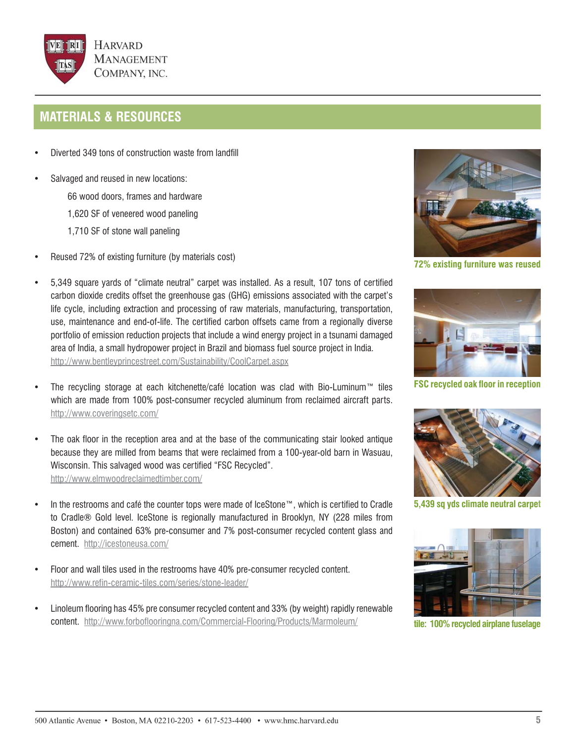## MATERIALS & RESOURCES

- Diverted 349 tons of construction waste from landfill
- Salvaged and reused in new locations:

  66 wood doors, frames and hardware

  1,620 SF of veneered wood paneling

  1,710 SF of stone wall paneling
- Reused 72% of existing furniture (by materials cost)
- 5,349 square yards of "climate neutral" carpet was installed. As a result, 107 tons of certified carbon dioxide credits offset the greenhouse gas (GHG) emissions associated with the carpet's life cycle, including extraction and processing of raw materials, manufacturing, transportation, use, maintenance and end-of-life. The certified carbon offsets came from a regionally diverse portfolio of emission reduction projects that include a wind energy project in a tsunami damaged area of India, a small hydropower project in Brazil and biomass fuel source project in India. http://www.bentleyprincestreet.com/Sustainability/CoolCarpet.aspx
- The recycling storage at each kitchenette/café location was clad with Bio-Luminum™ tiles which are made from 100% post-consumer recycled aluminum from reclaimed aircraft parts. http://www.coveringsetc.com/
- The oak floor in the reception area and at the base of the communicating stair looked antique because they are milled from beams that were reclaimed from a 100-year-old barn in Wasuau, Wisconsin. This salvaged wood was certified "FSC Recycled". http://www.elmwoodreclaimedtimber.com/
- In the restrooms and café the counter tops were made of IceStone™, which is certified to Cradle to Cradle® Gold level. IceStone is regionally manufactured in Brooklyn, NY (228 miles from Boston) and contained 63% pre-consumer and 7% post-consumer recycled content glass and cement. http://icestoneusa.com/
- Floor and wall tiles used in the restrooms have 40% pre-consumer recycled content. http://www.refin-ceramic-tiles.com/series/stone-leader/
- Linoleum flooring has 45% pre consumer recycled content and 33% (by weight) rapidly renewable content. http://www.forboflooringna.com/Commercial-Flooring/Products/Marmoleum/

**72% existing furniture was reused**

**FSC recycled oak floor in reception**

**5,439 sq yds climate neutral carpet**

**tile: 100% recycled airplane fuselage**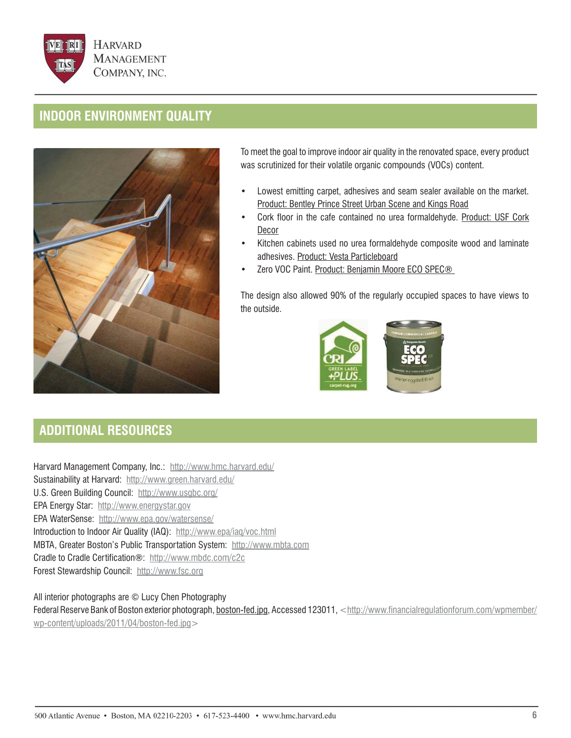## INDOOR ENVIRONMENT QUALITY

To meet the goal to improve indoor air quality in the renovated space, every product was scrutinized for their volatile organic compounds (VOCs) content.

- Lowest emitting carpet, adhesives and seam sealer available on the market. Product: Bentley Prince Street Urban Scene and Kings Road
- Cork floor in the cafe contained no urea formaldehyde. Product: USF Cork Decor
- Kitchen cabinets used no urea formaldehyde composite wood and laminate adhesives. Product: Vesta Particleboard
- Zero VOC Paint. Product: Benjamin Moore ECO SPEC®

The design also allowed 90% of the regularly occupied spaces to have views to the outside.

## ADDITIONAL RESOURCES

Harvard Management Company, Inc.: http://www.hmc.harvard.edu/
Sustainability at Harvard: http://www.green.harvard.edu/
U.S. Green Building Council: http://www.usgbc.org/
EPA Energy Star: http://www.energystar.gov
EPA WaterSense: http://www.epa.gov/watersense/
Introduction to Indoor Air Quality (IAQ): http://www.epa/iaq/voc.html
MBTA, Greater Boston's Public Transportation System: http://www.mbta.com
Cradle to Cradle Certification®: http://www.mbdc.com/c2c
Forest Stewardship Council: http://www.fsc.org

All interior photographs are © Lucy Chen Photography
Federal Reserve Bank of Boston exterior photograph, boston-fed.jpg, Accessed 123011, <http://www.financialregulationforum.com/wpmember/wp-content/uploads/2011/04/boston-fed.jpg>